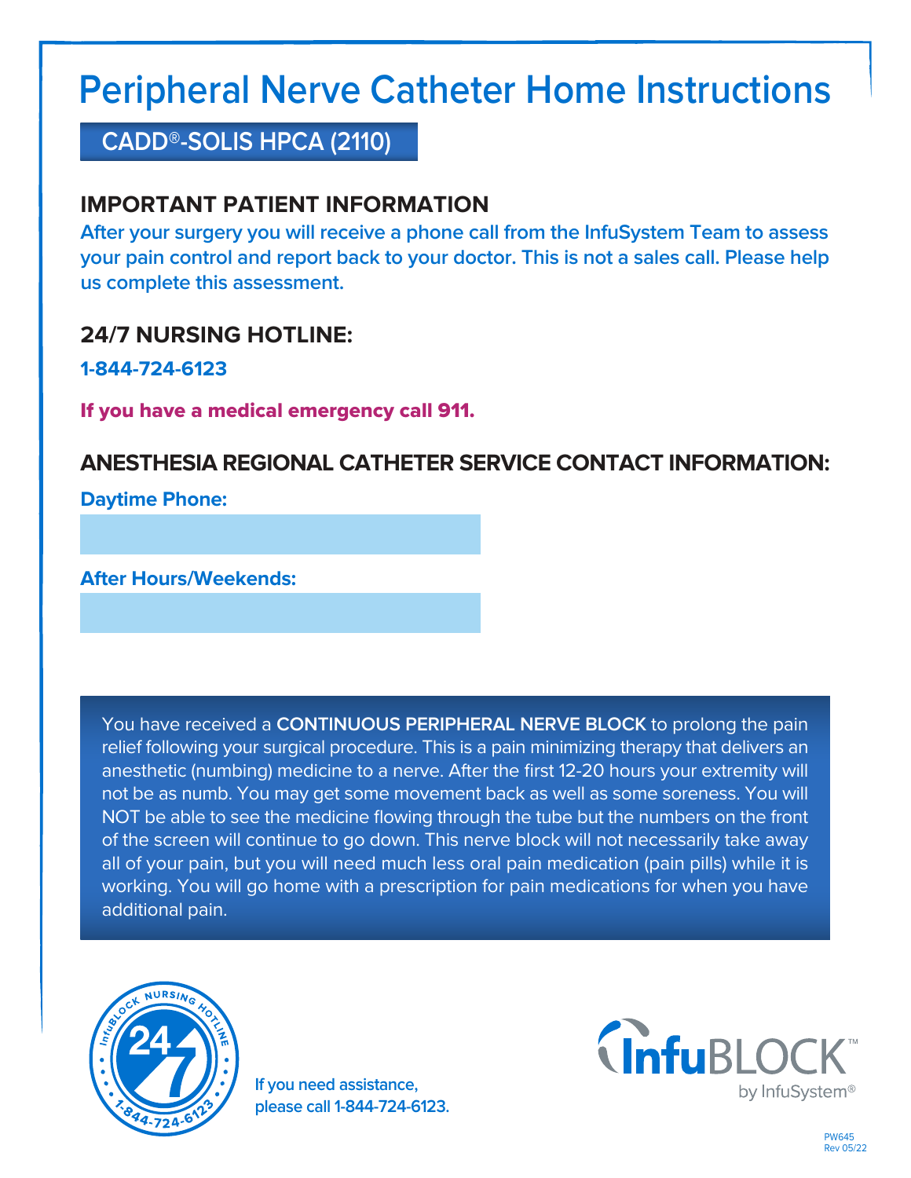# Peripheral Nerve Catheter Home Instructions

## CADD®-SOLIS HPCA (2110)

### IMPORTANT PATIENT INFORMATION

**After your surgery you will receive a phone call from the InfuSystem Team to assess your pain control and report back to your doctor. This is not a sales call. Please help us complete this assessment.**

### 24/7 NURSING HOTLINE:

**1-844-724-6123**

**If you have a medical emergency call 911.**

### ANESTHESIA REGIONAL CATHETER SERVICE CONTACT INFORMATION:

**Daytime Phone:**

**After Hours/Weekends:**

You have received a **CONTINUOUS PERIPHERAL NERVE BLOCK** to prolong the pain relief following your surgical procedure. This is a pain minimizing therapy that delivers an anesthetic (numbing) medicine to a nerve. After the first 12-20 hours your extremity will not be as numb. You may get some movement back as well as some soreness. You will NOT be able to see the medicine flowing through the tube but the numbers on the front of the screen will continue to go down. This nerve block will not necessarily take away all of your pain, but you will need much less oral pain medication (pain pills) while it is working. You will go home with a prescription for pain medications for when you have additional pain.

InfuBLOCK NURSING HOTLINE 24/7 1-844-724-6123

If you need assistance, please call 1-844-724-6123.

InfuBLOCK™ by InfuSystem®

PW645
Rev 05/22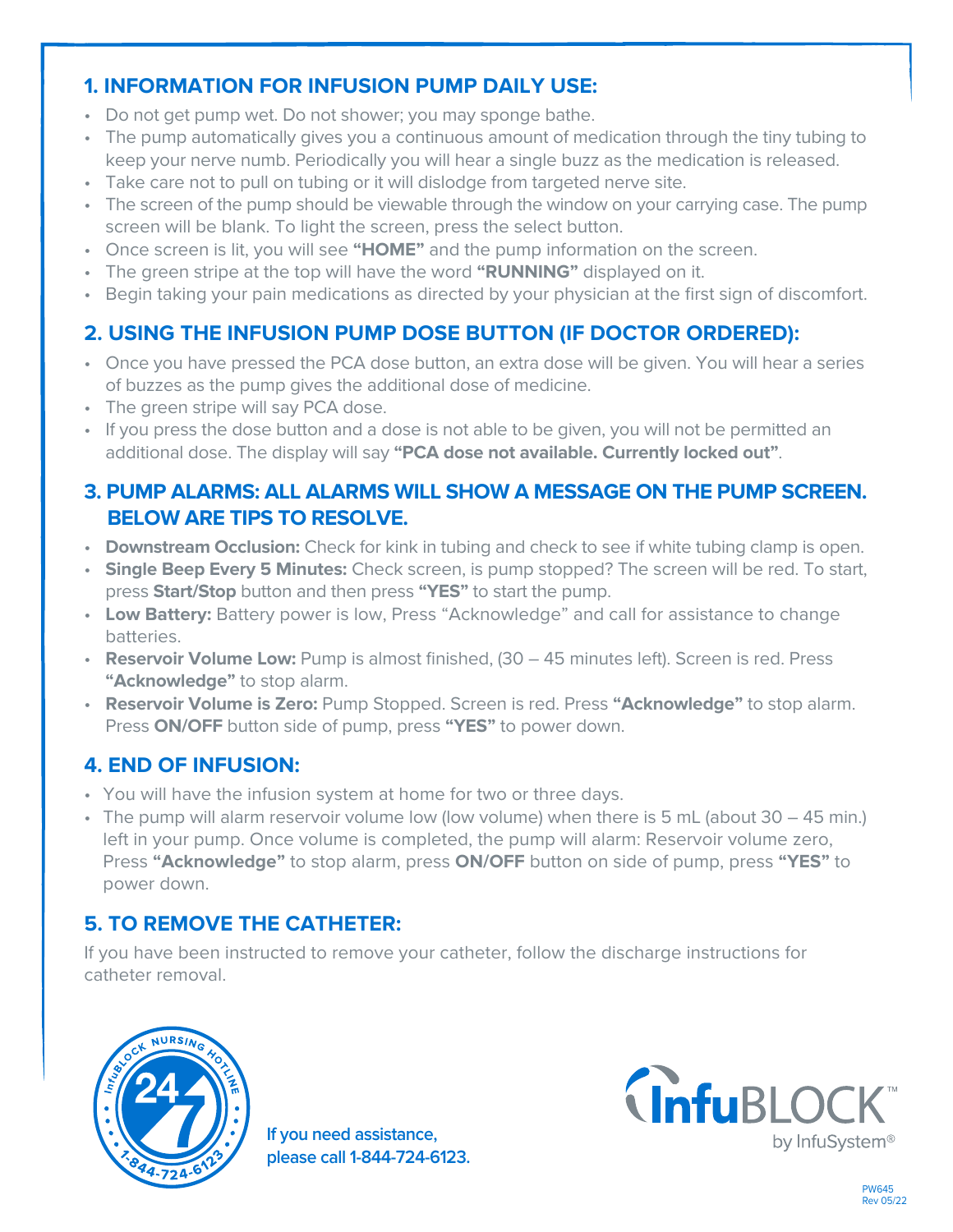## 1. INFORMATION FOR INFUSION PUMP DAILY USE:

- Do not get pump wet. Do not shower; you may sponge bathe.
- The pump automatically gives you a continuous amount of medication through the tiny tubing to keep your nerve numb. Periodically you will hear a single buzz as the medication is released.
- Take care not to pull on tubing or it will dislodge from targeted nerve site.
- The screen of the pump should be viewable through the window on your carrying case. The pump screen will be blank. To light the screen, press the select button.
- Once screen is lit, you will see **"HOME"** and the pump information on the screen.
- The green stripe at the top will have the word **"RUNNING"** displayed on it.
- Begin taking your pain medications as directed by your physician at the first sign of discomfort.

## 2. USING THE INFUSION PUMP DOSE BUTTON (IF DOCTOR ORDERED):

- Once you have pressed the PCA dose button, an extra dose will be given. You will hear a series of buzzes as the pump gives the additional dose of medicine.
- The green stripe will say PCA dose.
- If you press the dose button and a dose is not able to be given, you will not be permitted an additional dose. The display will say **"PCA dose not available. Currently locked out"**.

## 3. PUMP ALARMS: ALL ALARMS WILL SHOW A MESSAGE ON THE PUMP SCREEN. BELOW ARE TIPS TO RESOLVE.

- **Downstream Occlusion:** Check for kink in tubing and check to see if white tubing clamp is open.
- **Single Beep Every 5 Minutes:** Check screen, is pump stopped? The screen will be red. To start, press **Start/Stop** button and then press **"YES"** to start the pump.
- **Low Battery:** Battery power is low, Press "Acknowledge" and call for assistance to change batteries.
- **Reservoir Volume Low:** Pump is almost finished, (30 – 45 minutes left). Screen is red. Press **"Acknowledge"** to stop alarm.
- **Reservoir Volume is Zero:** Pump Stopped. Screen is red. Press **"Acknowledge"** to stop alarm. Press **ON/OFF** button side of pump, press **"YES"** to power down.

## 4. END OF INFUSION:

- You will have the infusion system at home for two or three days.
- The pump will alarm reservoir volume low (low volume) when there is 5 mL (about 30 – 45 min.) left in your pump. Once volume is completed, the pump will alarm: Reservoir volume zero, Press **"Acknowledge"** to stop alarm, press **ON/OFF** button on side of pump, press **"YES"** to power down.

## 5. TO REMOVE THE CATHETER:

If you have been instructed to remove your catheter, follow the discharge instructions for catheter removal.

InfuBLOCK NURSING HOTLINE 24/7 1-844-724-6123

**If you need assistance, please call 1-844-724-6123.**

InfuBLOCK™ by InfuSystem®

PW645
Rev 05/22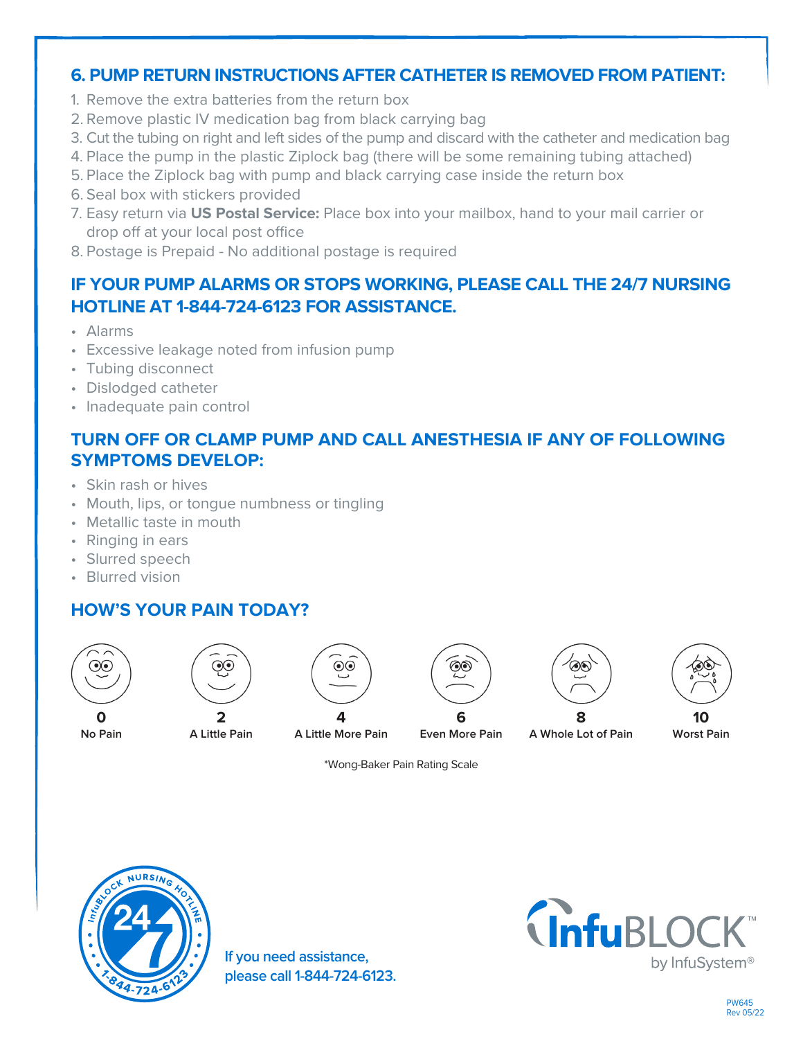## 6. PUMP RETURN INSTRUCTIONS AFTER CATHETER IS REMOVED FROM PATIENT:

1. Remove the extra batteries from the return box
2. Remove plastic IV medication bag from black carrying bag
3. Cut the tubing on right and left sides of the pump and discard with the catheter and medication bag
4. Place the pump in the plastic Ziplock bag (there will be some remaining tubing attached)
5. Place the Ziplock bag with pump and black carrying case inside the return box
6. Seal box with stickers provided
7. Easy return via **US Postal Service:** Place box into your mailbox, hand to your mail carrier or drop off at your local post office
8. Postage is Prepaid - No additional postage is required

## IF YOUR PUMP ALARMS OR STOPS WORKING, PLEASE CALL THE 24/7 NURSING HOTLINE AT 1-844-724-6123 FOR ASSISTANCE.

- Alarms
- Excessive leakage noted from infusion pump
- Tubing disconnect
- Dislodged catheter
- Inadequate pain control

## TURN OFF OR CLAMP PUMP AND CALL ANESTHESIA IF ANY OF FOLLOWING SYMPTOMS DEVELOP:

- Skin rash or hives
- Mouth, lips, or tongue numbness or tingling
- Metallic taste in mouth
- Ringing in ears
- Slurred speech
- Blurred vision

## HOW'S YOUR PAIN TODAY?

**0** No Pain

**2** A Little Pain

**4** A Little More Pain

**6** Even More Pain

**8** A Whole Lot of Pain

**10** Worst Pain

*Wong-Baker Pain Rating Scale

InfuBLOCK NURSING HOTLINE 24/7 1-844-724-6123

If you need assistance, please call 1-844-724-6123.

InfuBLOCK™ by InfuSystem®

PW645
Rev 05/22